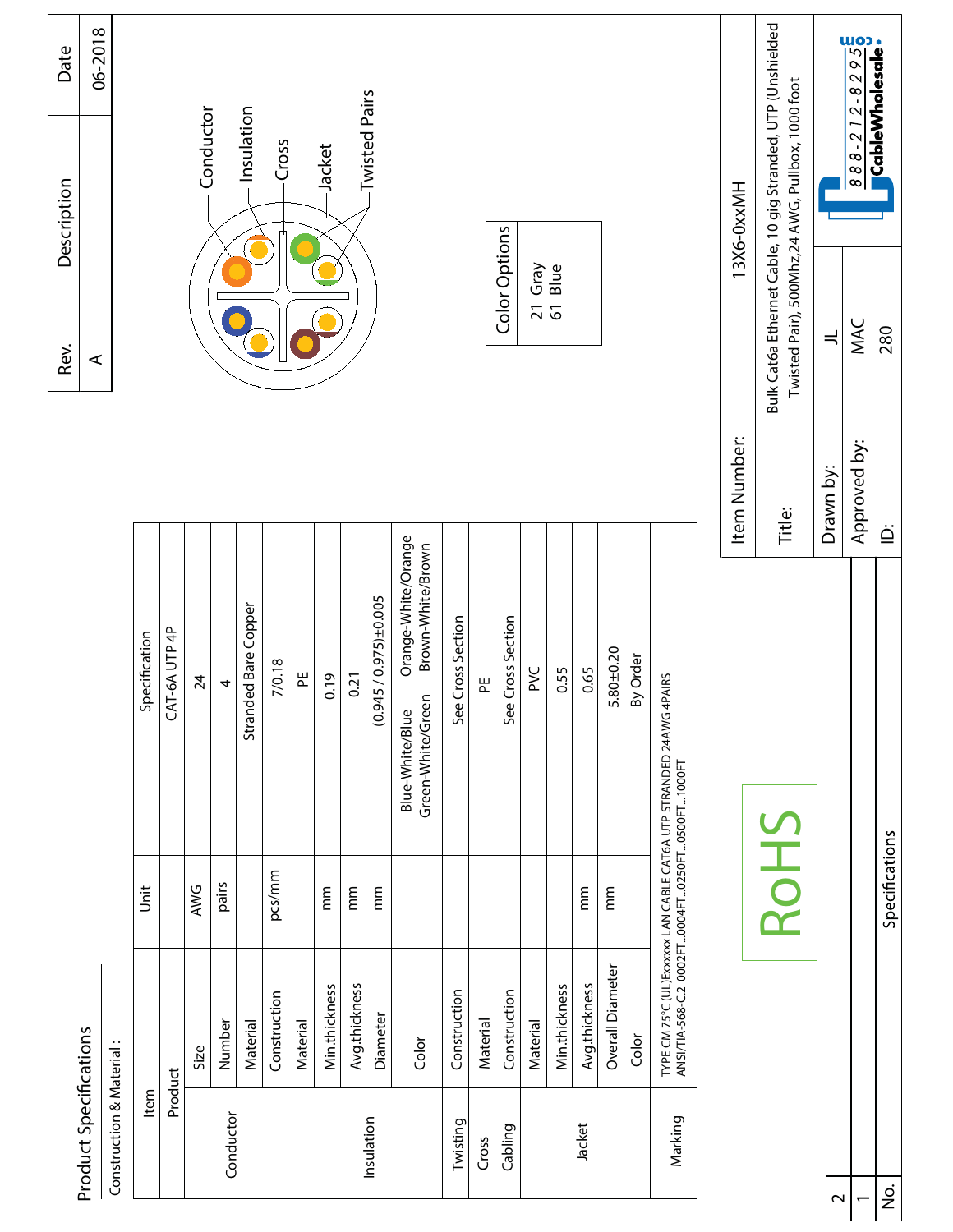# Product Specifications

Construction & Material :

| Item | | Unit | Specification |
|---|---|---|---|
| Product | | | CAT-6A UTP 4P |
| Conductor | Size | AWG | 24 |
| | Number | pairs | 4 |
| | Material | | Stranded Bare Copper |
| | Construction | pcs/mm | 7/0.18 |
| Insulation | Material | | PE |
| | Min.thickness | mm | 0.19 |
| | Avg.thickness | mm | 0.21 |
| | Diameter | mm | (0.945 / 0.975)±0.005 |
| | Color | | Blue-White/Blue, Orange-White/Orange, Green-White/Green, Brown-White/Brown |
| Twisting | Construction | | See Cross Section |
| Cross | Material | | PE |
| Cabling | Construction | | See Cross Section |
| Jacket | Material | | PVC |
| | Min.thickness | mm | 0.55 |
| | Avg.thickness | mm | 0.65 |
| | Overall Diameter | mm | 5.80±0.20 |
| | Color | | By Order |
| Marking | TYPE CM 75°C (UL)Exxxxxx LAN CABLE CAT6A UTP STRANDED 24AWG 4PAIRS ANSI/TIA-568-C.2 0002FT...0004FT...0250FT...0500FT...1000FT | | |

RoHS

Conductor
Insulation
Cross
Jacket
Twisted Pairs

| Color Options |
|---|
| 21 Gray |
| 61 Blue |

| Rev. | Description | Date |
|---|---|---|
| A | | 06-2018 |

| | |
|---|---|
| Item Number: | 13X6-0xxMH |
| Title: | Bulk Cat6a Ethernet Cable, 10 gig Stranded, UTP (Unshielded Twisted Pair), 500Mhz,24 AWG, Pullbox, 1000 foot |
| Drawn by: | JL |
| Approved by: | MAC |
| ID: | 280 |

| No. | Specifications |
|---|---|
| 1 | |
| 2 | |

888-212-8295
CableWholesale.com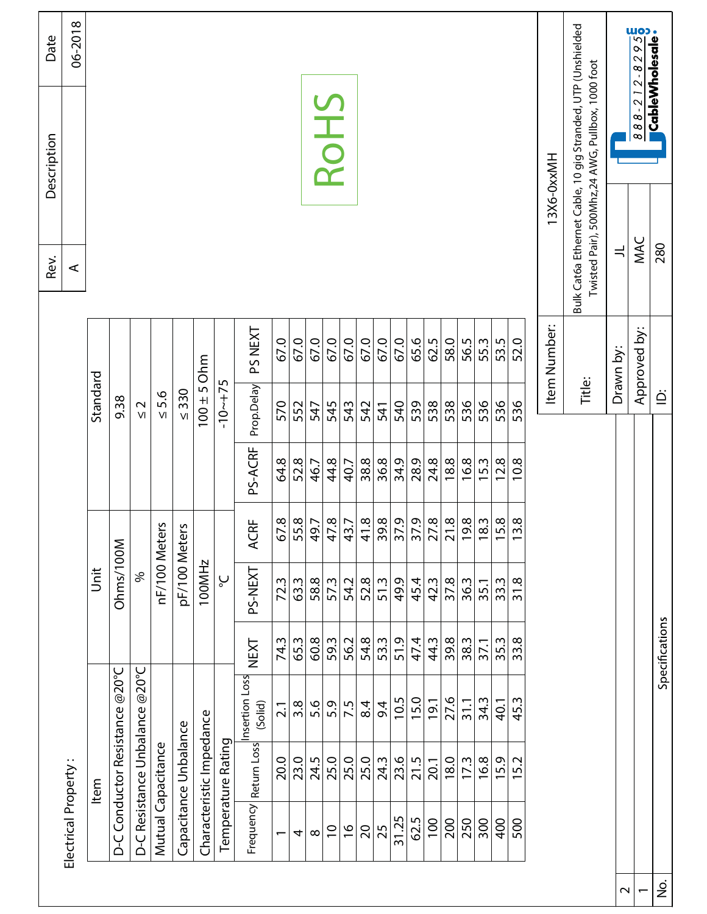Electrical Property :

| Item | Unit | Standard |
|---|---|---|
| D-C Conductor Resistance @20°C | Ohms/100M | 9.38 |
| D-C Resistance Unbalance @20°C | % | ≤ 2 |
| Mutual Capacitance | nF/100 Meters | ≤ 5.6 |
| Capacitance Unbalance | pF/100 Meters | ≤ 330 |
| Characteristic Impedance | 100MHz | 100 ± 5 Ohm |
| Temperature Rating | °C | -10~+75 |

| Frequency | Return Loss | Insertion Loss (Solid) | NEXT | PS-NEXT | ACRF | PS-ACRF | Prop.Delay | PS NEXT |
|---|---|---|---|---|---|---|---|---|
| 1 | 20.0 | 2.1 | 74.3 | 72.3 | 67.8 | 64.8 | 570 | 67.0 |
| 4 | 23.0 | 3.8 | 65.3 | 63.3 | 55.8 | 52.8 | 552 | 67.0 |
| 8 | 24.5 | 5.6 | 60.8 | 58.8 | 49.7 | 46.7 | 547 | 67.0 |
| 10 | 25.0 | 5.9 | 59.3 | 57.3 | 47.8 | 44.8 | 545 | 67.0 |
| 16 | 25.0 | 7.5 | 56.2 | 54.2 | 43.7 | 40.7 | 543 | 67.0 |
| 20 | 25.0 | 8.4 | 54.8 | 52.8 | 41.8 | 38.8 | 542 | 67.0 |
| 25 | 24.3 | 9.4 | 53.3 | 51.3 | 39.8 | 36.8 | 541 | 67.0 |
| 31.25 | 23.6 | 10.5 | 51.9 | 49.9 | 37.9 | 34.9 | 540 | 67.0 |
| 62.5 | 21.5 | 15.0 | 47.4 | 45.4 | 37.9 | 28.9 | 539 | 65.6 |
| 100 | 20.1 | 19.1 | 44.3 | 42.3 | 27.8 | 24.8 | 538 | 62.5 |
| 200 | 18.0 | 27.6 | 39.8 | 37.8 | 21.8 | 18.8 | 538 | 58.0 |
| 250 | 17.3 | 31.1 | 38.3 | 36.3 | 19.8 | 16.8 | 536 | 56.5 |
| 300 | 16.8 | 34.3 | 37.1 | 35.1 | 18.3 | 15.3 | 536 | 55.3 |
| 400 | 15.9 | 40.1 | 35.3 | 33.3 | 15.8 | 12.8 | 536 | 53.5 |
| 500 | 15.2 | 45.3 | 33.8 | 31.8 | 13.8 | 10.8 | 536 | 52.0 |

RoHS

| Rev. | Description | Date |
|---|---|---|
| A | | 06-2018 |

| | |
|---|---|
| Item Number: | 13X6-0xxMH |
| Title: | Bulk Cat6a Ethernet Cable, 10 gig Stranded, UTP (Unshielded Twisted Pair), 500Mhz,24 AWG, Pullbox, 1000 foot |
| Drawn by: | JL |
| Approved by: | MAC |
| ID: | 280 |

| No. | Specifications |
|---|---|
| 1 | |
| 2 | |

888-212-8295 CableWholesale.com